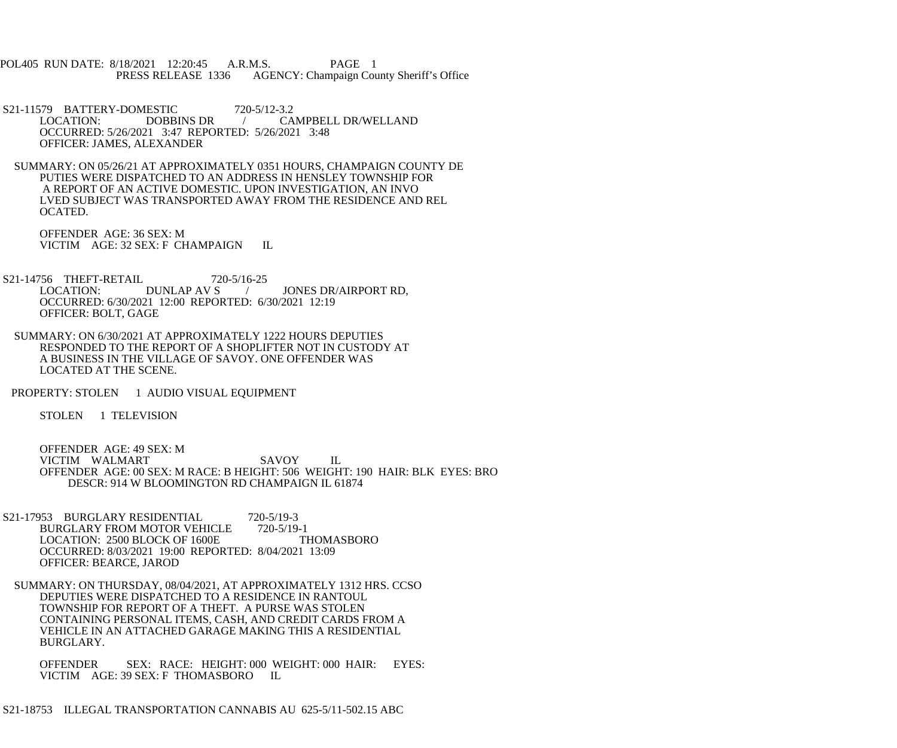POL405 RUN DATE: 8/18/2021 12:20:45 A.R.M.S. PAGE 1
PRESS RELEASE 1336 AGENCY: Champaign County Sheriff's Office

S21-11579 BATTERY-DOMESTIC 720-5/12-3.2
LOCATION: DOBBINS DR / CAMPBELL DR/WELLAND
OCCURRED: 5/26/2021 3:47 REPORTED: 5/26/2021 3:48
OFFICER: JAMES, ALEXANDER

SUMMARY: ON 05/26/21 AT APPROXIMATELY 0351 HOURS, CHAMPAIGN COUNTY DE PUTIES WERE DISPATCHED TO AN ADDRESS IN HENSLEY TOWNSHIP FOR A REPORT OF AN ACTIVE DOMESTIC. UPON INVESTIGATION, AN INVO LVED SUBJECT WAS TRANSPORTED AWAY FROM THE RESIDENCE AND REL OCATED.

OFFENDER AGE: 36 SEX: M
VICTIM AGE: 32 SEX: F CHAMPAIGN IL

S21-14756 THEFT-RETAIL 720-5/16-25
LOCATION: DUNLAP AV S / JONES DR/AIRPORT RD,
OCCURRED: 6/30/2021 12:00 REPORTED: 6/30/2021 12:19
OFFICER: BOLT, GAGE

SUMMARY: ON 6/30/2021 AT APPROXIMATELY 1222 HOURS DEPUTIES RESPONDED TO THE REPORT OF A SHOPLIFTER NOT IN CUSTODY AT A BUSINESS IN THE VILLAGE OF SAVOY. ONE OFFENDER WAS LOCATED AT THE SCENE.

PROPERTY: STOLEN 1 AUDIO VISUAL EQUIPMENT

STOLEN 1 TELEVISION

OFFENDER AGE: 49 SEX: M
VICTIM WALMART SAVOY IL
OFFENDER AGE: 00 SEX: M RACE: B HEIGHT: 506 WEIGHT: 190 HAIR: BLK EYES: BRO
DESCR: 914 W BLOOMINGTON RD CHAMPAIGN IL 61874

S21-17953 BURGLARY RESIDENTIAL 720-5/19-3
BURGLARY FROM MOTOR VEHICLE 720-5/19-1
LOCATION: 2500 BLOCK OF 1600E THOMASBORO
OCCURRED: 8/03/2021 19:00 REPORTED: 8/04/2021 13:09
OFFICER: BEARCE, JAROD

SUMMARY: ON THURSDAY, 08/04/2021, AT APPROXIMATELY 1312 HRS. CCSO DEPUTIES WERE DISPATCHED TO A RESIDENCE IN RANTOUL TOWNSHIP FOR REPORT OF A THEFT. A PURSE WAS STOLEN CONTAINING PERSONAL ITEMS, CASH, AND CREDIT CARDS FROM A VEHICLE IN AN ATTACHED GARAGE MAKING THIS A RESIDENTIAL BURGLARY.

OFFENDER SEX: RACE: HEIGHT: 000 WEIGHT: 000 HAIR: EYES:
VICTIM AGE: 39 SEX: F THOMASBORO IL

S21-18753 ILLEGAL TRANSPORTATION CANNABIS AU 625-5/11-502.15 ABC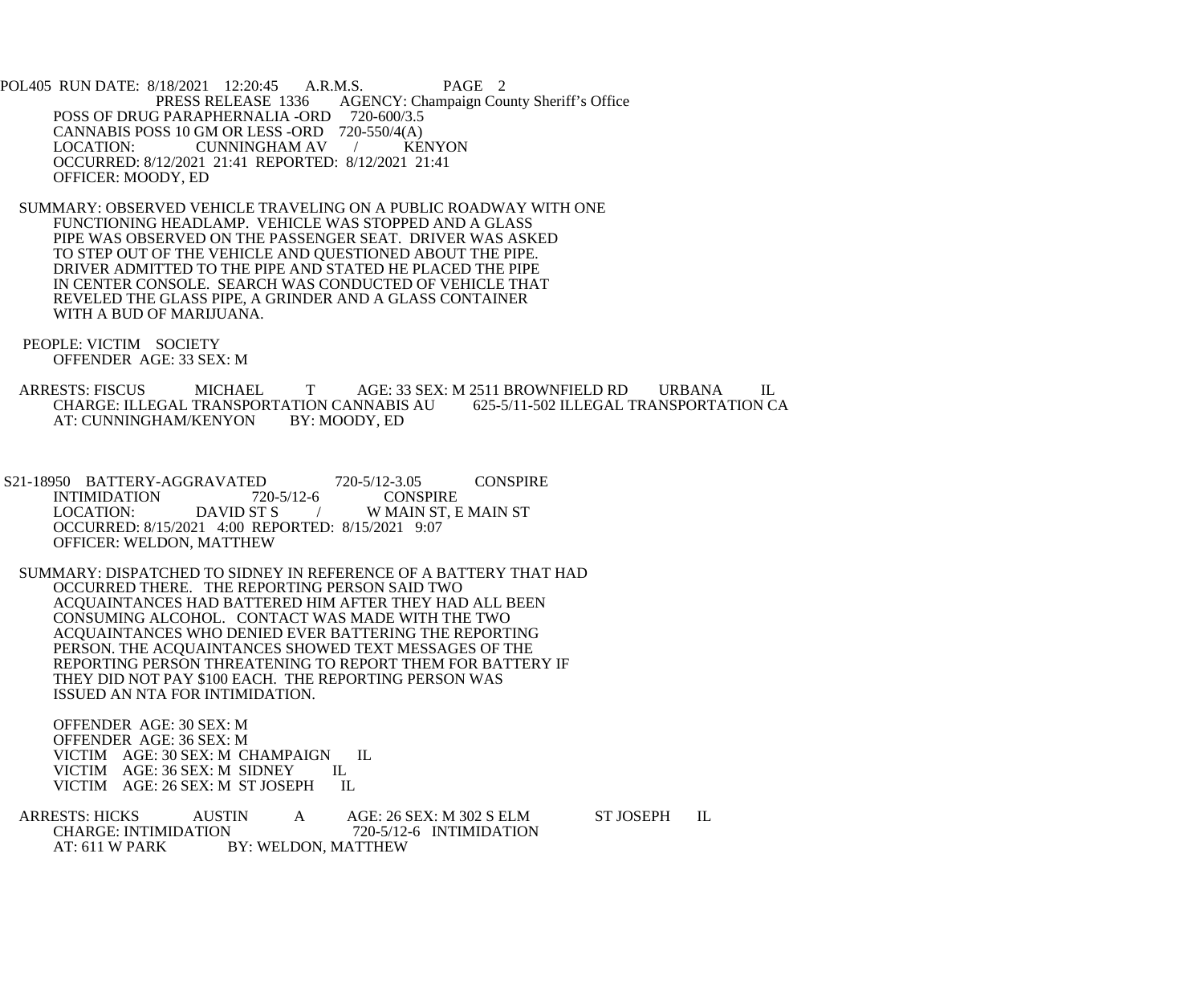POSS OF DRUG PARAPHERNALIA -ORD 720-600/3.5
CANNABIS POSS 10 GM OR LESS -ORD 720-550/4(A)
LOCATION: CUNNINGHAM AV / KENYON
OCCURRED: 8/12/2021 21:41 REPORTED: 8/12/2021 21:41
OFFICER: MOODY, ED

SUMMARY: OBSERVED VEHICLE TRAVELING ON A PUBLIC ROADWAY WITH ONE FUNCTIONING HEADLAMP. VEHICLE WAS STOPPED AND A GLASS PIPE WAS OBSERVED ON THE PASSENGER SEAT. DRIVER WAS ASKED TO STEP OUT OF THE VEHICLE AND QUESTIONED ABOUT THE PIPE. DRIVER ADMITTED TO THE PIPE AND STATED HE PLACED THE PIPE IN CENTER CONSOLE. SEARCH WAS CONDUCTED OF VEHICLE THAT REVELED THE GLASS PIPE, A GRINDER AND A GLASS CONTAINER WITH A BUD OF MARIJUANA.

PEOPLE: VICTIM SOCIETY
OFFENDER AGE: 33 SEX: M

ARRESTS: FISCUS MICHAEL T AGE: 33 SEX: M 2511 BROWNFIELD RD URBANA IL
CHARGE: ILLEGAL TRANSPORTATION CANNABIS AU 625-5/11-502 ILLEGAL TRANSPORTATION CA
AT: CUNNINGHAM/KENYON BY: MOODY, ED

S21-18950 BATTERY-AGGRAVATED 720-5/12-3.05 CONSPIRE
INTIMIDATION 720-5/12-6 CONSPIRE
LOCATION: DAVID ST S / W MAIN ST, E MAIN ST
OCCURRED: 8/15/2021 4:00 REPORTED: 8/15/2021 9:07
OFFICER: WELDON, MATTHEW

SUMMARY: DISPATCHED TO SIDNEY IN REFERENCE OF A BATTERY THAT HAD OCCURRED THERE. THE REPORTING PERSON SAID TWO ACQUAINTANCES HAD BATTERED HIM AFTER THEY HAD ALL BEEN CONSUMING ALCOHOL. CONTACT WAS MADE WITH THE TWO ACQUAINTANCES WHO DENIED EVER BATTERING THE REPORTING PERSON. THE ACQUAINTANCES SHOWED TEXT MESSAGES OF THE REPORTING PERSON THREATENING TO REPORT THEM FOR BATTERY IF THEY DID NOT PAY $100 EACH. THE REPORTING PERSON WAS ISSUED AN NTA FOR INTIMIDATION.

OFFENDER AGE: 30 SEX: M
OFFENDER AGE: 36 SEX: M
VICTIM AGE: 30 SEX: M CHAMPAIGN IL
VICTIM AGE: 36 SEX: M SIDNEY IL
VICTIM AGE: 26 SEX: M ST JOSEPH IL

ARRESTS: HICKS AUSTIN A AGE: 26 SEX: M 302 S ELM ST JOSEPH IL
CHARGE: INTIMIDATION 720-5/12-6 INTIMIDATION
AT: 611 W PARK BY: WELDON, MATTHEW